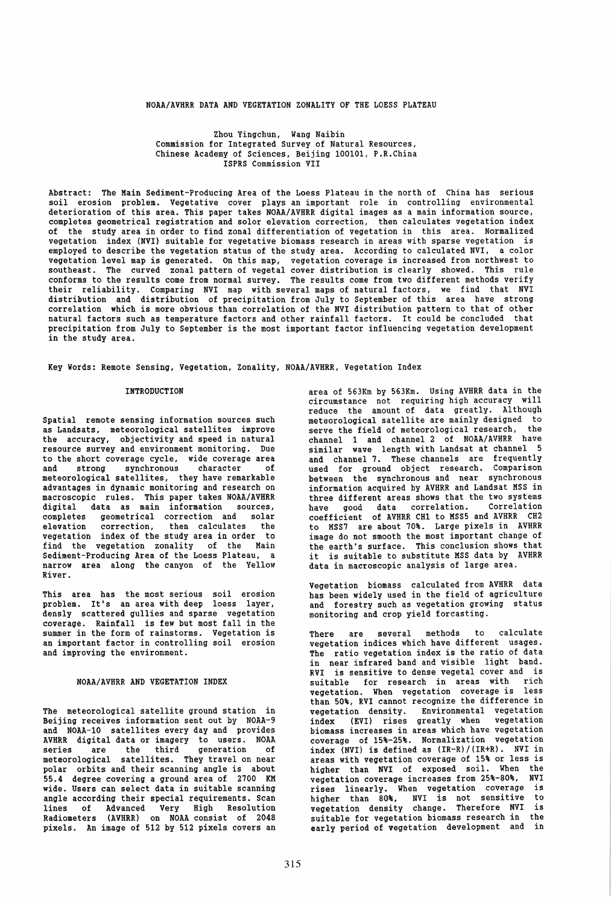# NOAA/AVHRR DATA AND VEGETATION ZONALITY OF THE LOESS PLATEAU

Zhou Yingchun, Wang Naibin
Commission for Integrated Survey of Natural Resources,
Chinese Academy of Sciences, Beijing 100101, P.R.China
ISPRS Commission VII

Abstract: The Main Sediment-Producing Area of the Loess Plateau in the north of China has serious soil erosion problem. Vegetative cover plays an important role in controlling environmental deterioration of this area. This paper takes NOAA/AVHRR digital images as a main information source, completes geometrical registration and solor elevation correction, then calculates vegetation index of the study area in order to find zonal differentiation of vegetation in this area. Normalized vegetation index (NVI) suitable for vegetative biomass research in areas with sparse vegetation is employed to describe the vegetation status of the study area. According to calculated NVI, a color vegetation level map is generated. On this map, vegetation coverage is increased from northwest to southeast. The curved zonal pattern of vegetal cover distribution is clearly showed. This rule conforms to the results come from normal survey. The results come from two different methods verify their reliability. Comparing NVI map with several maps of natural factors, we find that NVI distribution and distribution of precipitation from July to September of this area have strong correlation which is more obvious than correlation of the NVI distribution pattern to that of other natural factors such as temperature factors and other rainfall factors. It could be concluded that precipitation from July to September is the most important factor influencing vegetation development in the study area.

Key Words: Remote Sensing, Vegetation, Zonality, NOAA/AVHRR, Vegetation Index

## INTRODUCTION

Spatial remote sensing information sources such as Landsats, meteorological satellites improve the accuracy, objectivity and speed in natural resource survey and environment monitoring. Due to the short coverage cycle, wide coverage area and strong synchronous character of meteorological satellites, they have remarkable advantages in dynamic monitoring and research on macroscopic rules. This paper takes NOAA/AVHRR digital data as main information sources, completes geometrical correction and solar elevation correction, then calculates the vegetation index of the study area in order to find the vegetation zonality of the Main Sediment-Producing Area of the Loess Plateau, a narrow area along the canyon of the Yellow River.

This area has the most serious soil erosion problem. It's an area with deep loess layer, densly scattered gullies and sparse vegetation coverage. Rainfall is few but most fall in the summer in the form of rainstorms. Vegetation is an important factor in controlling soil erosion and improving the environment.

## NOAA/AVHRR AND VEGETATION INDEX

The meteorological satellite ground station in Beijing receives information sent out by NOAA-9 and NOAA-10 satellites every day and provides AVHRR digital data or imagery to users. NOAA series are the third generation of meteorological satellites. They travel on near polar orbits and their scanning angle is about 55.4 degree covering a ground area of 2700 KM wide. Users can select data in suitable scanning angle according their special requirements. Scan lines of Advanced Very High Resolution Radiometers (AVHRR) on NOAA consist of 2048 pixels. An image of 512 by 512 pixels covers an area of 563Km by 563Km. Using AVHRR data in the circumstance not requiring high accuracy will reduce the amount of data greatly. Although meteorological satellite are mainly designed to serve the field of meteorological research, the channel 1 and channel 2 of NOAA/AVHRR have similar wave length with Landsat at channel 5 and channel 7. These channels are frequently used for ground object research. Comparison between the synchronous and near synchronous information acquired by AVHRR and Landsat MSS in three different areas shows that the two systems have good data correlation. Correlation coefficient of AVHRR CH1 to MSS5 and AVHRR CH2 to MSS7 are about 70%. Large pixels in AVHRR image do not smooth the most important change of the earth's surface. This conclusion shows that it is suitable to substitute MSS data by AVHRR data in macroscopic analysis of large area.

Vegetation biomass calculated from AVHRR data has been widely used in the field of agriculture and forestry such as vegetation growing status monitoring and crop yield forcasting.

There are several methods to calculate vegetation indices which have different usages. The ratio vegetation index is the ratio of data in near infrared band and visible light band. RVI is sensitive to dense vegetal cover and is suitable for research in areas with rich vegetation. When vegetation coverage is less than 50%, RVI cannot recognize the difference in vegetation density. Environmental vegetation index (EVI) rises greatly when vegetation biomass increases in areas which have vegetation coverage of 15%-25%. Normalization vegetation index (NVI) is defined as $(IR-R)/(IR+R)$. NVI in areas with vegetation coverage of 15% or less is higher than NVI of exposed soil. When the vegetation coverage increases from 25%-80%, NVI rises linearly. When vegetation coverage is higher than 80%, NVI is not sensitive to vegetation density change. Therefore NVI is suitable for vegetation biomass research in the early period of vegetation development and in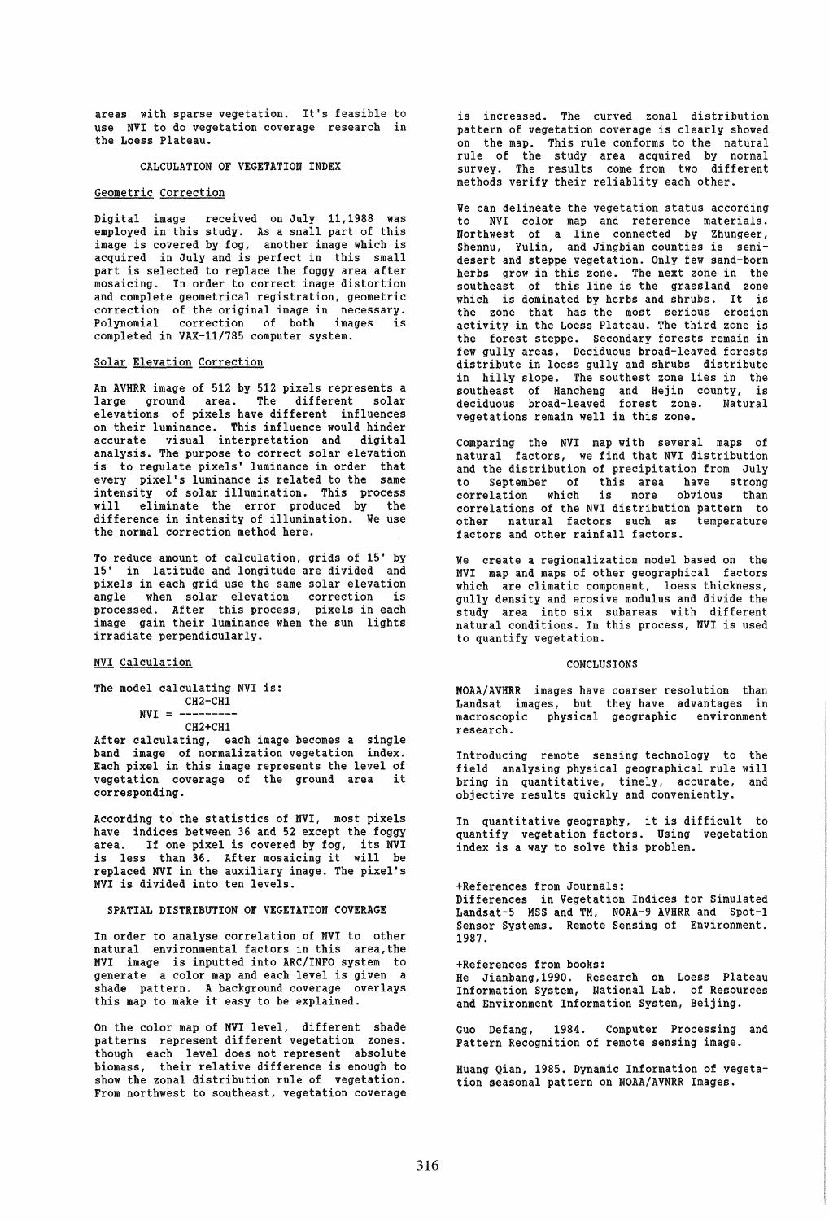areas with sparse vegetation. It's feasible to use NVI to do vegetation coverage research in the Loess Plateau.

## CALCULATION OF VEGETATION INDEX

### Geometric Correction

Digital image received on July 11,1988 was employed in this study. As a small part of this image is covered by fog, another image which is acquired in July and is perfect in this small part is selected to replace the foggy area after mosaicing. In order to correct image distortion and complete geometrical registration, geometric correction of the original image in necessary. Polynomial correction of both images is completed in VAX-11/785 computer system.

### Solar Elevation Correction

An AVHRR image of 512 by 512 pixels represents a large ground area. The different solar elevations of pixels have different influences on their luminance. This influence would hinder accurate visual interpretation and digital analysis. The purpose to correct solar elevation is to regulate pixels' luminance in order that every pixel's luminance is related to the same intensity of solar illumination. This process will eliminate the error produced by the difference in intensity of illumination. We use the normal correction method here.

To reduce amount of calculation, grids of 15' by 15' in latitude and longitude are divided and pixels in each grid use the same solar elevation angle when solar elevation correction is processed. After this process, pixels in each image gain their luminance when the sun lights irradiate perpendicularly.

### NVI Calculation

The model calculating NVI is:

$$NVI = \frac{CH2 - CH1}{CH2 + CH1}$$

After calculating, each image becomes a single band image of normalization vegetation index. Each pixel in this image represents the level of vegetation coverage of the ground area it corresponding.

According to the statistics of NVI, most pixels have indices between 36 and 52 except the foggy area. If one pixel is covered by fog, its NVI is less than 36. After mosaicing it will be replaced NVI in the auxiliary image. The pixel's NVI is divided into ten levels.

## SPATIAL DISTRIBUTION OF VEGETATION COVERAGE

In order to analyse correlation of NVI to other natural environmental factors in this area,the NVI image is inputted into ARC/INFO system to generate a color map and each level is given a shade pattern. A background coverage overlays this map to make it easy to be explained.

On the color map of NVI level, different shade patterns represent different vegetation zones. though each level does not represent absolute biomass, their relative difference is enough to show the zonal distribution rule of vegetation. From northwest to southeast, vegetation coverage is increased. The curved zonal distribution pattern of vegetation coverage is clearly showed on the map. This rule conforms to the natural rule of the study area acquired by normal survey. The results come from two different methods verify their reliablity each other.

We can delineate the vegetation status according to NVI color map and reference materials. Northwest of a line connected by Zhungeer, Shenmu, Yulin, and Jingbian counties is semi-desert and steppe vegetation. Only few sand-born herbs grow in this zone. The next zone in the southeast of this line is the grassland zone which is dominated by herbs and shrubs. It is the zone that has the most serious erosion activity in the Loess Plateau. The third zone is the forest steppe. Secondary forests remain in few gully areas. Deciduous broad-leaved forests distribute in loess gully and shrubs distribute in hilly slope. The southest zone lies in the southeast of Hancheng and Hejin county, is deciduous broad-leaved forest zone. Natural vegetations remain well in this zone.

Comparing the NVI map with several maps of natural factors, we find that NVI distribution and the distribution of precipitation from July to September of this area have strong correlation which is more obvious than correlations of the NVI distribution pattern to other natural factors such as temperature factors and other rainfall factors.

We create a regionalization model based on the NVI map and maps of other geographical factors which are climatic component, loess thickness, gully density and erosive modulus and divide the study area into six subareas with different natural conditions. In this process, NVI is used to quantify vegetation.

## CONCLUSIONS

NOAA/AVHRR images have coarser resolution than Landsat images, but they have advantages in macroscopic physical geographic environment research.

Introducing remote sensing technology to the field analysing physical geographical rule will bring in quantitative, timely, accurate, and objective results quickly and conveniently.

In quantitative geography, it is difficult to quantify vegetation factors. Using vegetation index is a way to solve this problem.

+References from Journals:
Differences in Vegetation Indices for Simulated Landsat-5 MSS and TM, NOAA-9 AVHRR and Spot-1 Sensor Systems. Remote Sensing of Environment. 1987.

+References from books:
He Jianbang,1990. Research on Loess Plateau Information System, National Lab. of Resources and Environment Information System, Beijing.

Guo Defang, 1984. Computer Processing and Pattern Recognition of remote sensing image.

Huang Qian, 1985. Dynamic Information of vegetation seasonal pattern on NOAA/AVNRR Images.